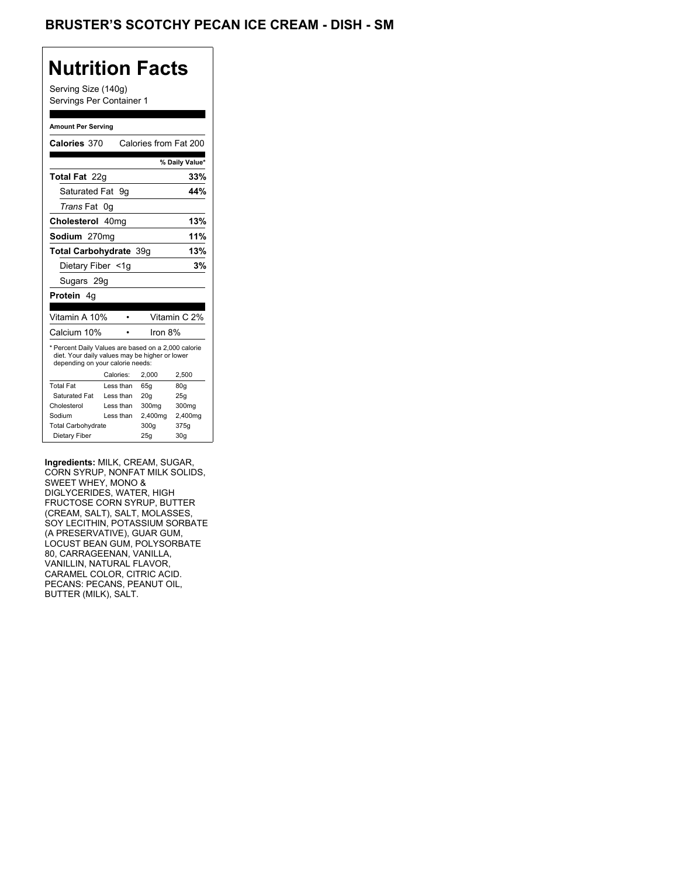# BRUSTER'S SCOTCHY PECAN ICE CREAM - DISH - SM

## Nutrition Facts

Serving Size (140g)
Servings Per Container 1

**Amount Per Serving**

**Calories** 370 Calories from Fat 200

| | % Daily Value* |
|---|---|
| **Total Fat** 22g | **33%** |
| Saturated Fat 9g | **44%** |
| *Trans* Fat 0g | |
| **Cholesterol** 40mg | **13%** |
| **Sodium** 270mg | **11%** |
| **Total Carbohydrate** 39g | **13%** |
| Dietary Fiber <1g | **3%** |
| Sugars 29g | |
| **Protein** 4g | |

| | |
|---|---|
| Vitamin A 10% | Vitamin C 2% |
| Calcium 10% | Iron 8% |

* Percent Daily Values are based on a 2,000 calorie diet. Your daily values may be higher or lower depending on your calorie needs:

| | Calories: | 2,000 | 2,500 |
|---|---|---|---|
| Total Fat | Less than | 65g | 80g |
| Saturated Fat | Less than | 20g | 25g |
| Cholesterol | Less than | 300mg | 300mg |
| Sodium | Less than | 2,400mg | 2,400mg |
| Total Carbohydrate | | 300g | 375g |
| Dietary Fiber | | 25g | 30g |

**Ingredients:** MILK, CREAM, SUGAR, CORN SYRUP, NONFAT MILK SOLIDS, SWEET WHEY, MONO & DIGLYCERIDES, WATER, HIGH FRUCTOSE CORN SYRUP, BUTTER (CREAM, SALT), SALT, MOLASSES, SOY LECITHIN, POTASSIUM SORBATE (A PRESERVATIVE), GUAR GUM, LOCUST BEAN GUM, POLYSORBATE 80, CARRAGEENAN, VANILLA, VANILLIN, NATURAL FLAVOR, CARAMEL COLOR, CITRIC ACID. PECANS: PECANS, PEANUT OIL, BUTTER (MILK), SALT.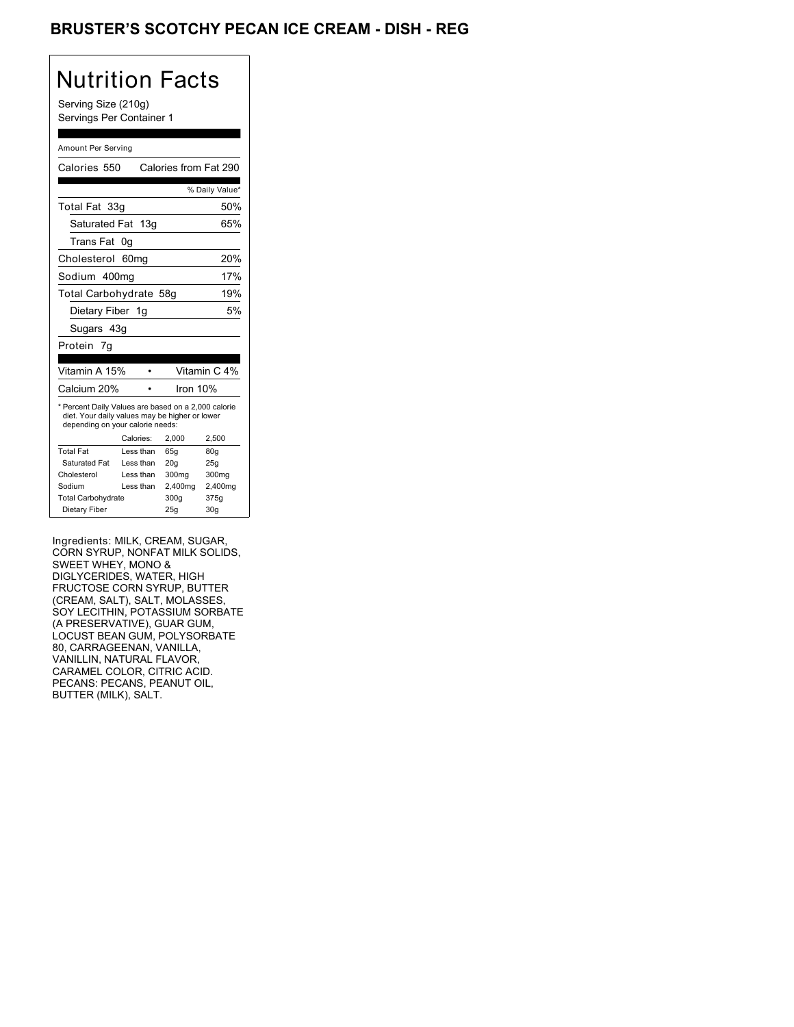# BRUSTER'S SCOTCHY PECAN ICE CREAM - DISH - REG

## Nutrition Facts

Serving Size (210g)
Servings Per Container 1

Amount Per Serving

Calories 550 | Calories from Fat 290

| | % Daily Value* |
|---|---|
| Total Fat 33g | 50% |
| Saturated Fat 13g | 65% |
| Trans Fat 0g | |
| Cholesterol 60mg | 20% |
| Sodium 400mg | 17% |
| Total Carbohydrate 58g | 19% |
| Dietary Fiber 1g | 5% |
| Sugars 43g | |
| Protein 7g | |

| | |
|---|---|
| Vitamin A 15% | Vitamin C 4% |
| Calcium 20% | Iron 10% |

* Percent Daily Values are based on a 2,000 calorie diet. Your daily values may be higher or lower depending on your calorie needs:

| | Calories: | 2,000 | 2,500 |
|---|---|---|---|
| Total Fat | Less than | 65g | 80g |
| Saturated Fat | Less than | 20g | 25g |
| Cholesterol | Less than | 300mg | 300mg |
| Sodium | Less than | 2,400mg | 2,400mg |
| Total Carbohydrate | | 300g | 375g |
| Dietary Fiber | | 25g | 30g |

Ingredients: MILK, CREAM, SUGAR, CORN SYRUP, NONFAT MILK SOLIDS, SWEET WHEY, MONO & DIGLYCERIDES, WATER, HIGH FRUCTOSE CORN SYRUP, BUTTER (CREAM, SALT), SALT, MOLASSES, SOY LECITHIN, POTASSIUM SORBATE (A PRESERVATIVE), GUAR GUM, LOCUST BEAN GUM, POLYSORBATE 80, CARRAGEENAN, VANILLA, VANILLIN, NATURAL FLAVOR, CARAMEL COLOR, CITRIC ACID. PECANS: PECANS, PEANUT OIL, BUTTER (MILK), SALT.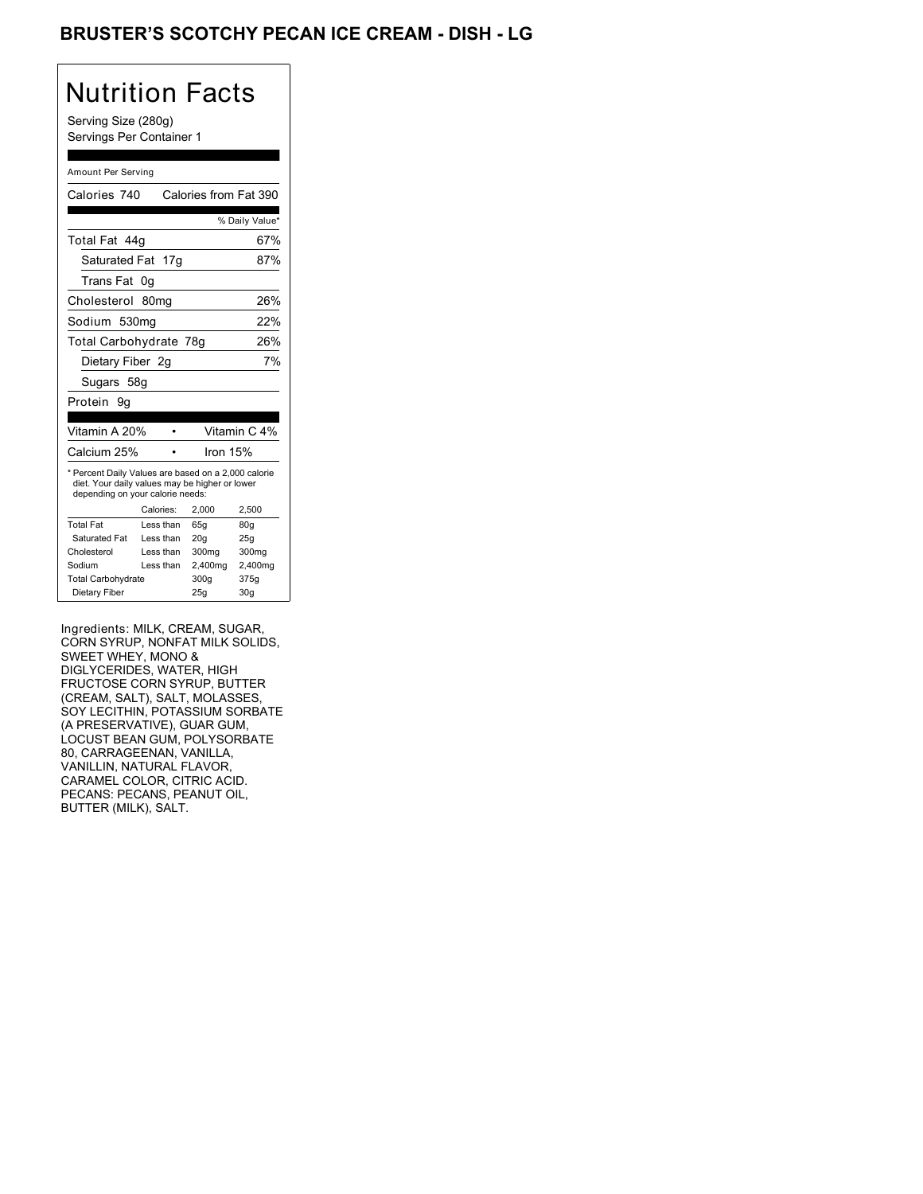# BRUSTER'S SCOTCHY PECAN ICE CREAM - DISH - LG

## Nutrition Facts

Serving Size (280g)
Servings Per Container 1

Amount Per Serving

| Calories 740 | Calories from Fat 390 |
|---|---|
| | % Daily Value* |
| Total Fat 44g | 67% |
| Saturated Fat 17g | 87% |
| Trans Fat 0g | |
| Cholesterol 80mg | 26% |
| Sodium 530mg | 22% |
| Total Carbohydrate 78g | 26% |
| Dietary Fiber 2g | 7% |
| Sugars 58g | |
| Protein 9g | |

| Vitamin A 20% | • | Vitamin C 4% |
|---|---|---|
| Calcium 25% | • | Iron 15% |

* Percent Daily Values are based on a 2,000 calorie diet. Your daily values may be higher or lower depending on your calorie needs:

| | Calories: | 2,000 | 2,500 |
|---|---|---|---|
| Total Fat | Less than | 65g | 80g |
| Saturated Fat | Less than | 20g | 25g |
| Cholesterol | Less than | 300mg | 300mg |
| Sodium | Less than | 2,400mg | 2,400mg |
| Total Carbohydrate | | 300g | 375g |
| Dietary Fiber | | 25g | 30g |

Ingredients: MILK, CREAM, SUGAR, CORN SYRUP, NONFAT MILK SOLIDS, SWEET WHEY, MONO & DIGLYCERIDES, WATER, HIGH FRUCTOSE CORN SYRUP, BUTTER (CREAM, SALT), SALT, MOLASSES, SOY LECITHIN, POTASSIUM SORBATE (A PRESERVATIVE), GUAR GUM, LOCUST BEAN GUM, POLYSORBATE 80, CARRAGEENAN, VANILLA, VANILLIN, NATURAL FLAVOR, CARAMEL COLOR, CITRIC ACID. PECANS: PECANS, PEANUT OIL, BUTTER (MILK), SALT.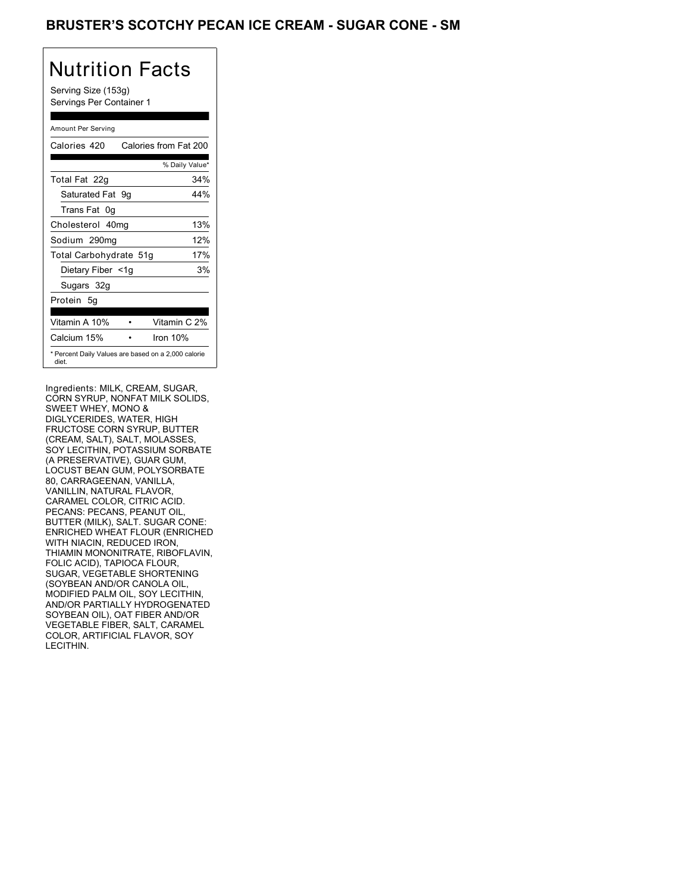# BRUSTER'S SCOTCHY PECAN ICE CREAM - SUGAR CONE - SM

## Nutrition Facts

Serving Size (153g)
Servings Per Container 1

Amount Per Serving

| Calories 420 | Calories from Fat 200 |
|---|---|
| | % Daily Value* |
| Total Fat 22g | 34% |
| Saturated Fat 9g | 44% |
| Trans Fat 0g | |
| Cholesterol 40mg | 13% |
| Sodium 290mg | 12% |
| Total Carbohydrate 51g | 17% |
| Dietary Fiber <1g | 3% |
| Sugars 32g | |
| Protein 5g | |

| Vitamin A 10% | • | Vitamin C 2% |
|---|---|---|
| Calcium 15% | • | Iron 10% |

* Percent Daily Values are based on a 2,000 calorie diet.

Ingredients: MILK, CREAM, SUGAR, CORN SYRUP, NONFAT MILK SOLIDS, SWEET WHEY, MONO & DIGLYCERIDES, WATER, HIGH FRUCTOSE CORN SYRUP, BUTTER (CREAM, SALT), SALT, MOLASSES, SOY LECITHIN, POTASSIUM SORBATE (A PRESERVATIVE), GUAR GUM, LOCUST BEAN GUM, POLYSORBATE 80, CARRAGEENAN, VANILLA, VANILLIN, NATURAL FLAVOR, CARAMEL COLOR, CITRIC ACID. PECANS: PECANS, PEANUT OIL, BUTTER (MILK), SALT. SUGAR CONE: ENRICHED WHEAT FLOUR (ENRICHED WITH NIACIN, REDUCED IRON, THIAMIN MONONITRATE, RIBOFLAVIN, FOLIC ACID), TAPIOCA FLOUR, SUGAR, VEGETABLE SHORTENING (SOYBEAN AND/OR CANOLA OIL, MODIFIED PALM OIL, SOY LECITHIN, AND/OR PARTIALLY HYDROGENATED SOYBEAN OIL), OAT FIBER AND/OR VEGETABLE FIBER, SALT, CARAMEL COLOR, ARTIFICIAL FLAVOR, SOY LECITHIN.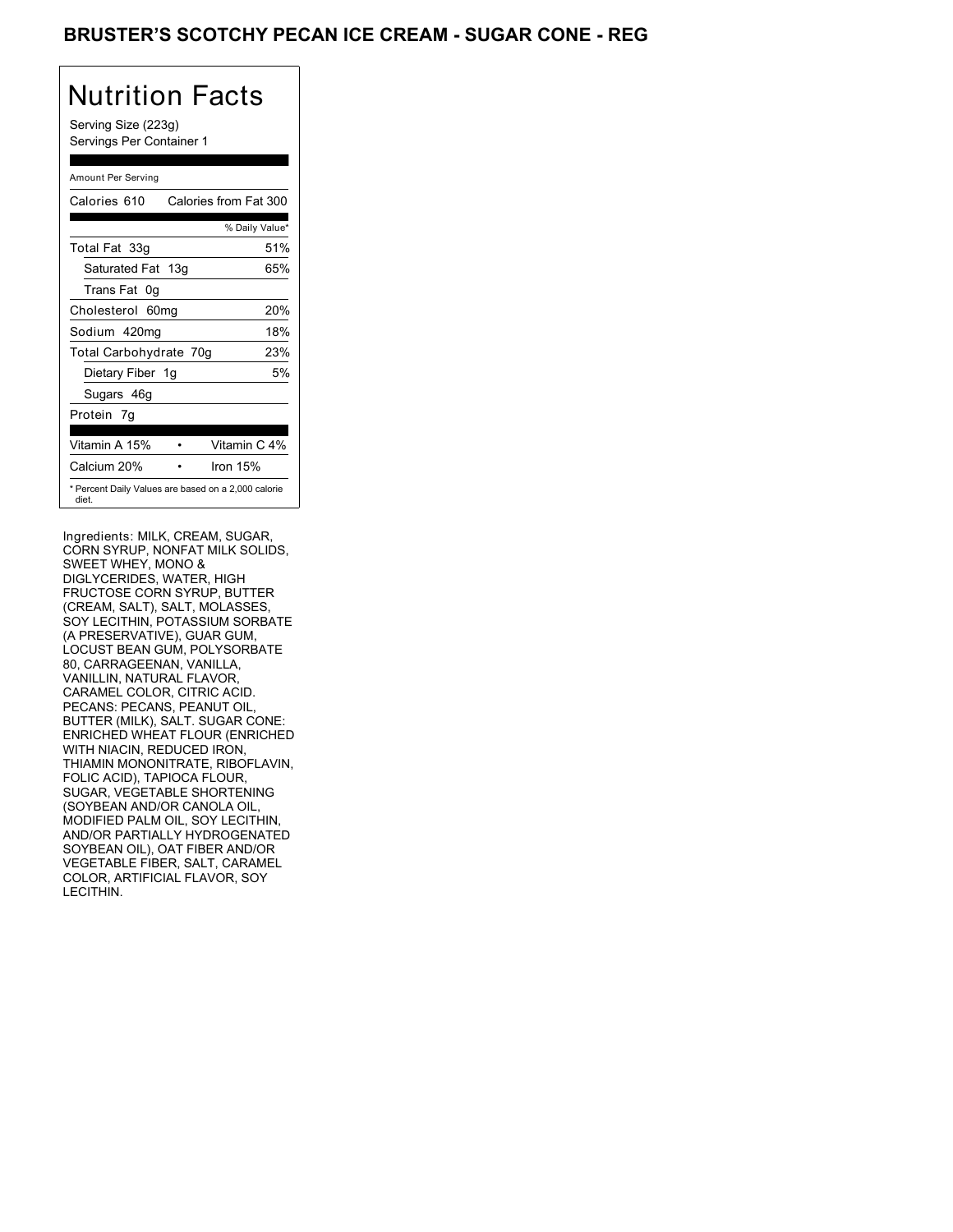# BRUSTER'S SCOTCHY PECAN ICE CREAM - SUGAR CONE - REG

## Nutrition Facts

Serving Size (223g)
Servings Per Container 1

Amount Per Serving

| Calories 610 | Calories from Fat 300 |
|---|---|
| | % Daily Value* |
| Total Fat 33g | 51% |
| Saturated Fat 13g | 65% |
| Trans Fat 0g | |
| Cholesterol 60mg | 20% |
| Sodium 420mg | 18% |
| Total Carbohydrate 70g | 23% |
| Dietary Fiber 1g | 5% |
| Sugars 46g | |
| Protein 7g | |

| Vitamin A 15% | • | Vitamin C 4% |
|---|---|---|
| Calcium 20% | • | Iron 15% |

* Percent Daily Values are based on a 2,000 calorie diet.

Ingredients: MILK, CREAM, SUGAR, CORN SYRUP, NONFAT MILK SOLIDS, SWEET WHEY, MONO & DIGLYCERIDES, WATER, HIGH FRUCTOSE CORN SYRUP, BUTTER (CREAM, SALT), SALT, MOLASSES, SOY LECITHIN, POTASSIUM SORBATE (A PRESERVATIVE), GUAR GUM, LOCUST BEAN GUM, POLYSORBATE 80, CARRAGEENAN, VANILLA, VANILLIN, NATURAL FLAVOR, CARAMEL COLOR, CITRIC ACID. PECANS: PECANS, PEANUT OIL, BUTTER (MILK), SALT. SUGAR CONE: ENRICHED WHEAT FLOUR (ENRICHED WITH NIACIN, REDUCED IRON, THIAMIN MONONITRATE, RIBOFLAVIN, FOLIC ACID), TAPIOCA FLOUR, SUGAR, VEGETABLE SHORTENING (SOYBEAN AND/OR CANOLA OIL, MODIFIED PALM OIL, SOY LECITHIN, AND/OR PARTIALLY HYDROGENATED SOYBEAN OIL), OAT FIBER AND/OR VEGETABLE FIBER, SALT, CARAMEL COLOR, ARTIFICIAL FLAVOR, SOY LECITHIN.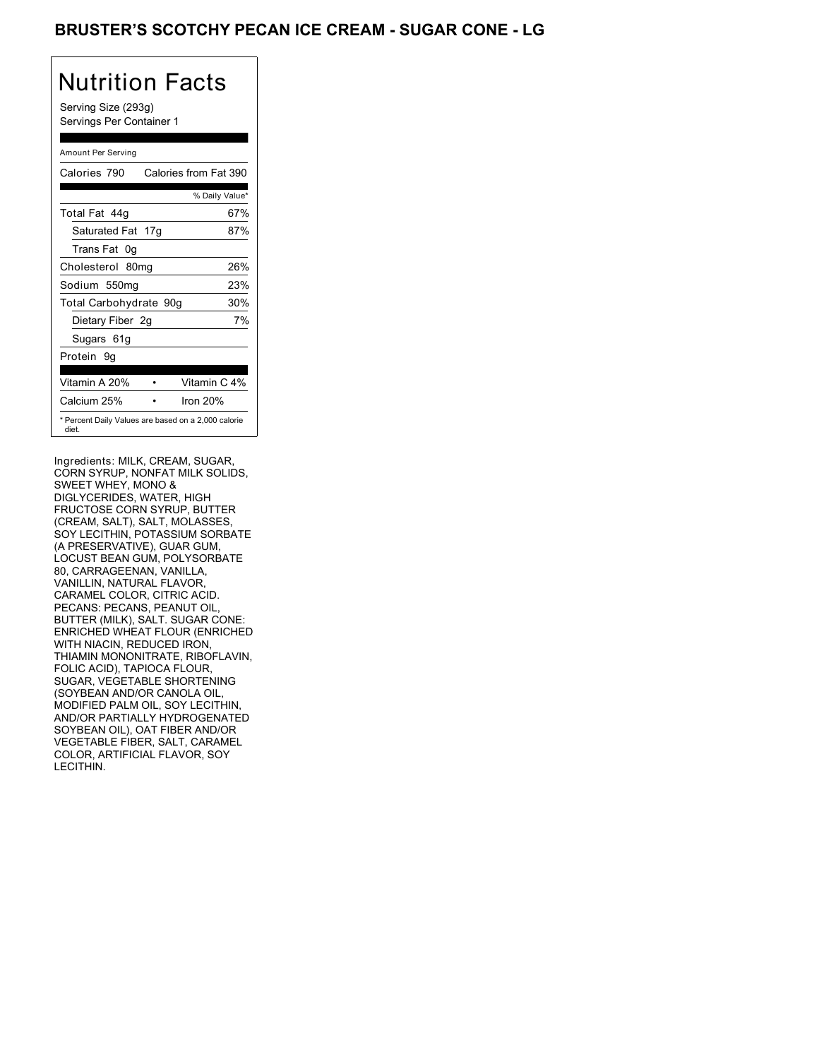# BRUSTER'S SCOTCHY PECAN ICE CREAM - SUGAR CONE - LG

## Nutrition Facts

Serving Size (293g)
Servings Per Container 1

Amount Per Serving

| Calories 790 | Calories from Fat 390 |
|---|---|
| | % Daily Value* |
| Total Fat 44g | 67% |
| Saturated Fat 17g | 87% |
| Trans Fat 0g | |
| Cholesterol 80mg | 26% |
| Sodium 550mg | 23% |
| Total Carbohydrate 90g | 30% |
| Dietary Fiber 2g | 7% |
| Sugars 61g | |
| Protein 9g | |

| Vitamin A 20% | • | Vitamin C 4% |
|---|---|---|
| Calcium 25% | • | Iron 20% |

* Percent Daily Values are based on a 2,000 calorie diet.

Ingredients: MILK, CREAM, SUGAR, CORN SYRUP, NONFAT MILK SOLIDS, SWEET WHEY, MONO & DIGLYCERIDES, WATER, HIGH FRUCTOSE CORN SYRUP, BUTTER (CREAM, SALT), SALT, MOLASSES, SOY LECITHIN, POTASSIUM SORBATE (A PRESERVATIVE), GUAR GUM, LOCUST BEAN GUM, POLYSORBATE 80, CARRAGEENAN, VANILLA, VANILLIN, NATURAL FLAVOR, CARAMEL COLOR, CITRIC ACID. PECANS: PECANS, PEANUT OIL, BUTTER (MILK), SALT. SUGAR CONE: ENRICHED WHEAT FLOUR (ENRICHED WITH NIACIN, REDUCED IRON, THIAMIN MONONITRATE, RIBOFLAVIN, FOLIC ACID), TAPIOCA FLOUR, SUGAR, VEGETABLE SHORTENING (SOYBEAN AND/OR CANOLA OIL, MODIFIED PALM OIL, SOY LECITHIN, AND/OR PARTIALLY HYDROGENATED SOYBEAN OIL), OAT FIBER AND/OR VEGETABLE FIBER, SALT, CARAMEL COLOR, ARTIFICIAL FLAVOR, SOY LECITHIN.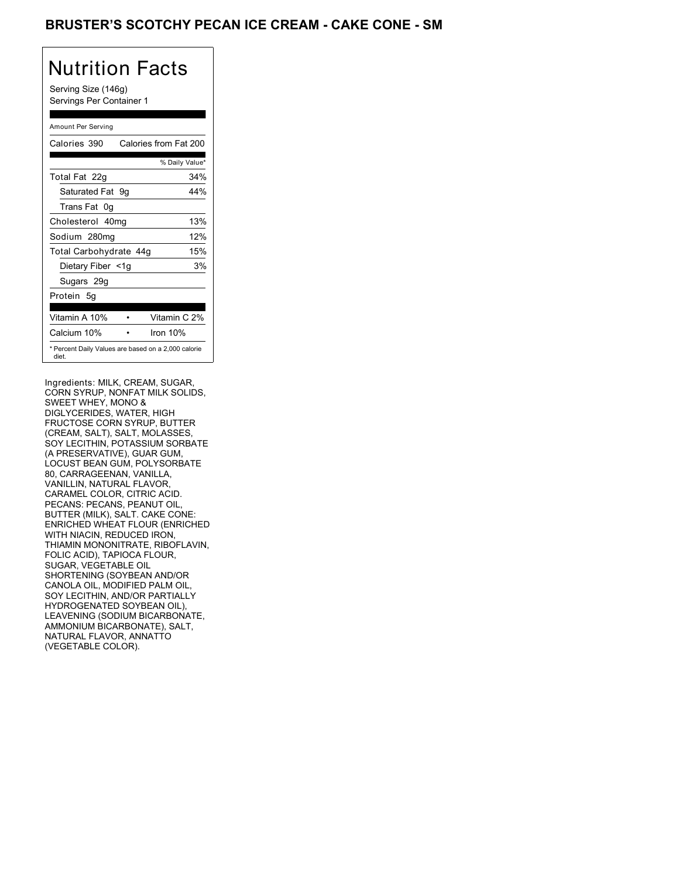# BRUSTER'S SCOTCHY PECAN ICE CREAM - CAKE CONE - SM

## Nutrition Facts

Serving Size (146g)
Servings Per Container 1

| Amount Per Serving | |
|---|---|
| Calories 390 | Calories from Fat 200 |
| | % Daily Value* |
| Total Fat 22g | 34% |
| Saturated Fat 9g | 44% |
| Trans Fat 0g | |
| Cholesterol 40mg | 13% |
| Sodium 280mg | 12% |
| Total Carbohydrate 44g | 15% |
| Dietary Fiber <1g | 3% |
| Sugars 29g | |
| Protein 5g | |
| Vitamin A 10% | Vitamin C 2% |
| Calcium 10% | Iron 10% |

* Percent Daily Values are based on a 2,000 calorie diet.

Ingredients: MILK, CREAM, SUGAR, CORN SYRUP, NONFAT MILK SOLIDS, SWEET WHEY, MONO & DIGLYCERIDES, WATER, HIGH FRUCTOSE CORN SYRUP, BUTTER (CREAM, SALT), SALT, MOLASSES, SOY LECITHIN, POTASSIUM SORBATE (A PRESERVATIVE), GUAR GUM, LOCUST BEAN GUM, POLYSORBATE 80, CARRAGEENAN, VANILLA, VANILLIN, NATURAL FLAVOR, CARAMEL COLOR, CITRIC ACID. PECANS: PECANS, PEANUT OIL, BUTTER (MILK), SALT. CAKE CONE: ENRICHED WHEAT FLOUR (ENRICHED WITH NIACIN, REDUCED IRON, THIAMIN MONONITRATE, RIBOFLAVIN, FOLIC ACID), TAPIOCA FLOUR, SUGAR, VEGETABLE OIL SHORTENING (SOYBEAN AND/OR CANOLA OIL, MODIFIED PALM OIL, SOY LECITHIN, AND/OR PARTIALLY HYDROGENATED SOYBEAN OIL), LEAVENING (SODIUM BICARBONATE, AMMONIUM BICARBONATE), SALT, NATURAL FLAVOR, ANNATTO (VEGETABLE COLOR).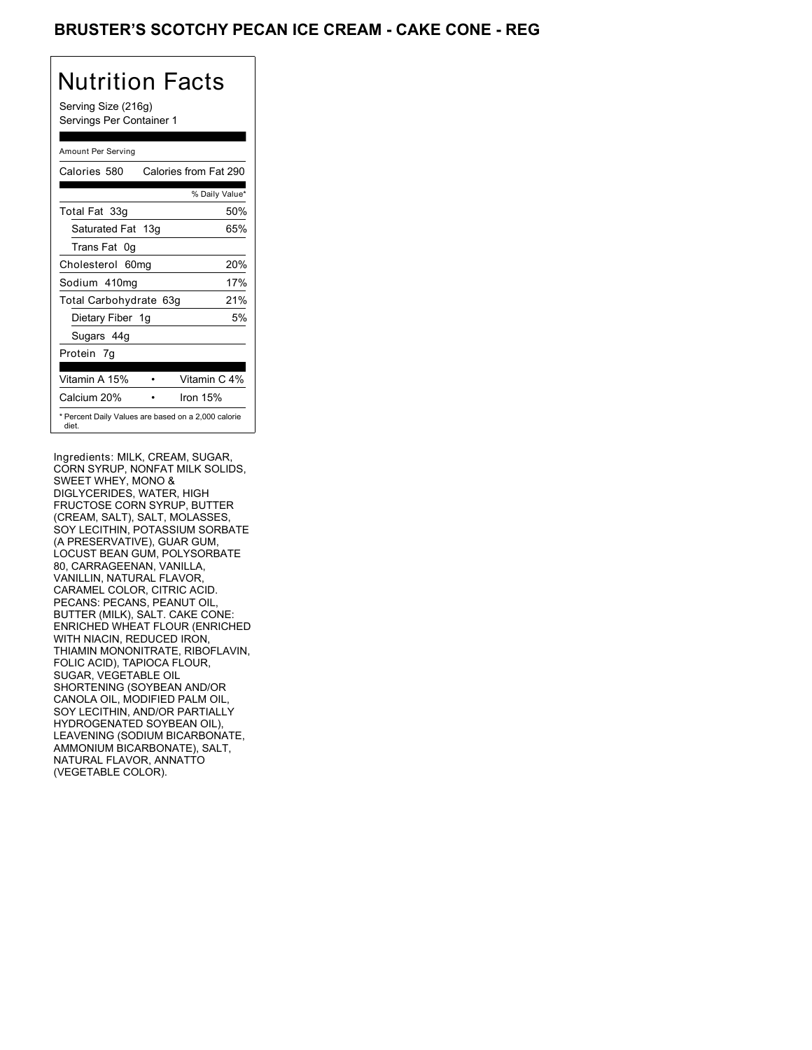# BRUSTER'S SCOTCHY PECAN ICE CREAM - CAKE CONE - REG

## Nutrition Facts

Serving Size (216g)
Servings Per Container 1

| Amount Per Serving | |
|---|---|
| Calories 580 | Calories from Fat 290 |
| | % Daily Value* |
| Total Fat 33g | 50% |
| Saturated Fat 13g | 65% |
| Trans Fat 0g | |
| Cholesterol 60mg | 20% |
| Sodium 410mg | 17% |
| Total Carbohydrate 63g | 21% |
| Dietary Fiber 1g | 5% |
| Sugars 44g | |
| Protein 7g | |
| Vitamin A 15% • | Vitamin C 4% |
| Calcium 20% • | Iron 15% |

* Percent Daily Values are based on a 2,000 calorie diet.

Ingredients: MILK, CREAM, SUGAR, CORN SYRUP, NONFAT MILK SOLIDS, SWEET WHEY, MONO & DIGLYCERIDES, WATER, HIGH FRUCTOSE CORN SYRUP, BUTTER (CREAM, SALT), SALT, MOLASSES, SOY LECITHIN, POTASSIUM SORBATE (A PRESERVATIVE), GUAR GUM, LOCUST BEAN GUM, POLYSORBATE 80, CARRAGEENAN, VANILLA, VANILLIN, NATURAL FLAVOR, CARAMEL COLOR, CITRIC ACID. PECANS: PECANS, PEANUT OIL, BUTTER (MILK), SALT. CAKE CONE: ENRICHED WHEAT FLOUR (ENRICHED WITH NIACIN, REDUCED IRON, THIAMIN MONONITRATE, RIBOFLAVIN, FOLIC ACID), TAPIOCA FLOUR, SUGAR, VEGETABLE OIL SHORTENING (SOYBEAN AND/OR CANOLA OIL, MODIFIED PALM OIL, SOY LECITHIN, AND/OR PARTIALLY HYDROGENATED SOYBEAN OIL), LEAVENING (SODIUM BICARBONATE, AMMONIUM BICARBONATE), SALT, NATURAL FLAVOR, ANNATTO (VEGETABLE COLOR).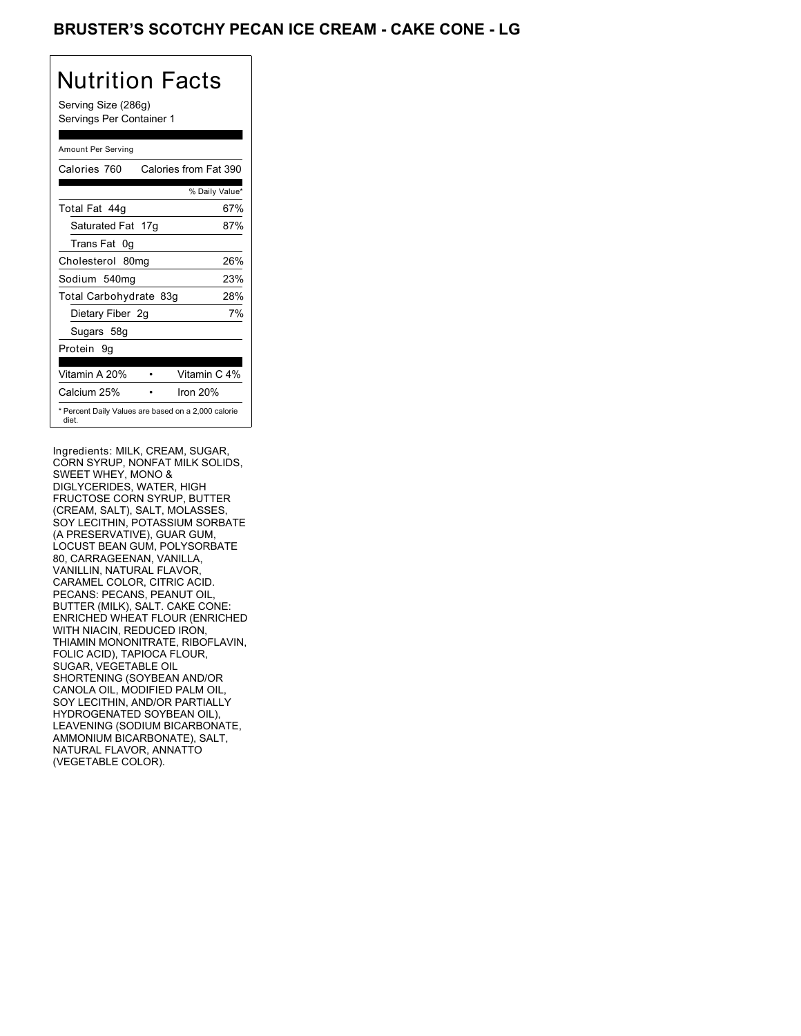## BRUSTER'S SCOTCHY PECAN ICE CREAM - CAKE CONE - LG

# Nutrition Facts

Serving Size (286g)
Servings Per Container 1

Amount Per Serving

| Calories 760 | Calories from Fat 390 |
|---|---|
| | % Daily Value* |
| Total Fat 44g | 67% |
| Saturated Fat 17g | 87% |
| Trans Fat 0g | |
| Cholesterol 80mg | 26% |
| Sodium 540mg | 23% |
| Total Carbohydrate 83g | 28% |
| Dietary Fiber 2g | 7% |
| Sugars 58g | |
| Protein 9g | |

| Vitamin A 20% | • | Vitamin C 4% |
|---|---|---|
| Calcium 25% | • | Iron 20% |

* Percent Daily Values are based on a 2,000 calorie diet.

Ingredients: MILK, CREAM, SUGAR, CORN SYRUP, NONFAT MILK SOLIDS, SWEET WHEY, MONO & DIGLYCERIDES, WATER, HIGH FRUCTOSE CORN SYRUP, BUTTER (CREAM, SALT), SALT, MOLASSES, SOY LECITHIN, POTASSIUM SORBATE (A PRESERVATIVE), GUAR GUM, LOCUST BEAN GUM, POLYSORBATE 80, CARRAGEENAN, VANILLA, VANILLIN, NATURAL FLAVOR, CARAMEL COLOR, CITRIC ACID. PECANS: PECANS, PEANUT OIL, BUTTER (MILK), SALT. CAKE CONE: ENRICHED WHEAT FLOUR (ENRICHED WITH NIACIN, REDUCED IRON, THIAMIN MONONITRATE, RIBOFLAVIN, FOLIC ACID), TAPIOCA FLOUR, SUGAR, VEGETABLE OIL SHORTENING (SOYBEAN AND/OR CANOLA OIL, MODIFIED PALM OIL, SOY LECITHIN, AND/OR PARTIALLY HYDROGENATED SOYBEAN OIL), LEAVENING (SODIUM BICARBONATE, AMMONIUM BICARBONATE), SALT, NATURAL FLAVOR, ANNATTO (VEGETABLE COLOR).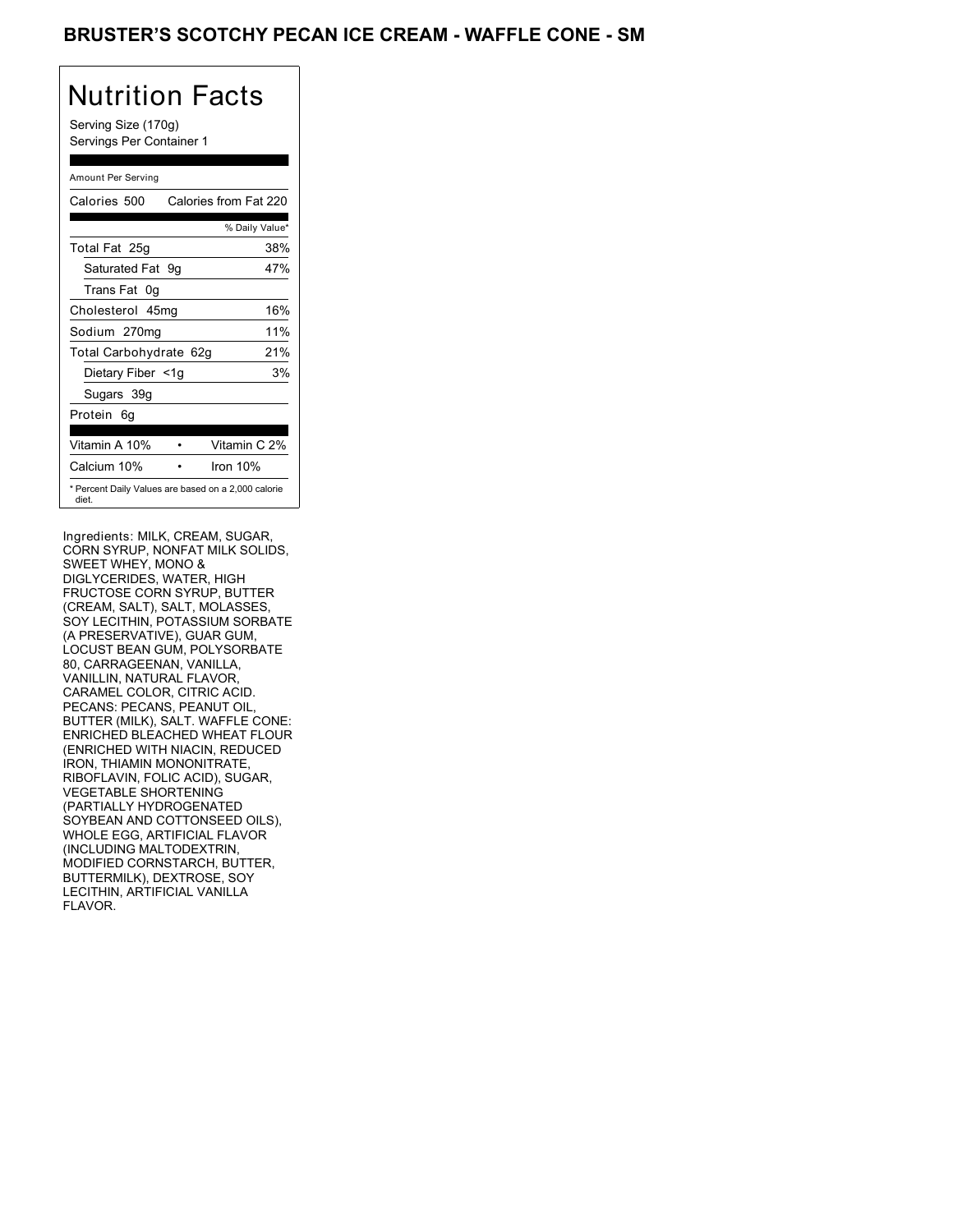# BRUSTER'S SCOTCHY PECAN ICE CREAM - WAFFLE CONE - SM

## Nutrition Facts

Serving Size (170g)
Servings Per Container 1

Amount Per Serving

| Calories 500 | Calories from Fat 220 |
|---|---|
| | % Daily Value* |
| Total Fat 25g | 38% |
| Saturated Fat 9g | 47% |
| Trans Fat 0g | |
| Cholesterol 45mg | 16% |
| Sodium 270mg | 11% |
| Total Carbohydrate 62g | 21% |
| Dietary Fiber <1g | 3% |
| Sugars 39g | |
| Protein 6g | |

| Vitamin A 10% | • | Vitamin C 2% |
|---|---|---|
| Calcium 10% | • | Iron 10% |

* Percent Daily Values are based on a 2,000 calorie diet.

Ingredients: MILK, CREAM, SUGAR, CORN SYRUP, NONFAT MILK SOLIDS, SWEET WHEY, MONO & DIGLYCERIDES, WATER, HIGH FRUCTOSE CORN SYRUP, BUTTER (CREAM, SALT), SALT, MOLASSES, SOY LECITHIN, POTASSIUM SORBATE (A PRESERVATIVE), GUAR GUM, LOCUST BEAN GUM, POLYSORBATE 80, CARRAGEENAN, VANILLA, VANILLIN, NATURAL FLAVOR, CARAMEL COLOR, CITRIC ACID. PECANS: PECANS, PEANUT OIL, BUTTER (MILK), SALT. WAFFLE CONE: ENRICHED BLEACHED WHEAT FLOUR (ENRICHED WITH NIACIN, REDUCED IRON, THIAMIN MONONITRATE, RIBOFLAVIN, FOLIC ACID), SUGAR, VEGETABLE SHORTENING (PARTIALLY HYDROGENATED SOYBEAN AND COTTONSEED OILS), WHOLE EGG, ARTIFICIAL FLAVOR (INCLUDING MALTODEXTRIN, MODIFIED CORNSTARCH, BUTTER, BUTTERMILK), DEXTROSE, SOY LECITHIN, ARTIFICIAL VANILLA FLAVOR.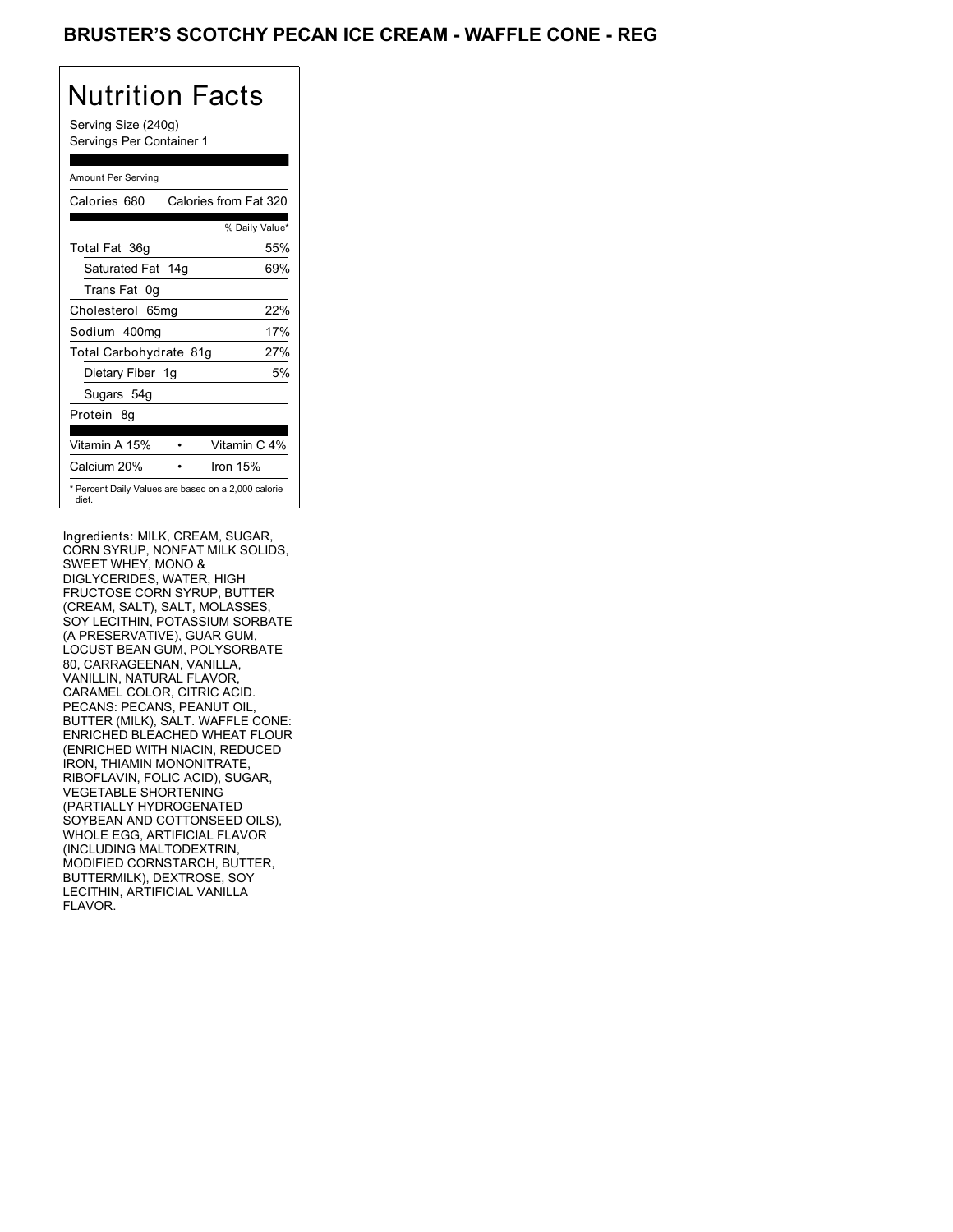# BRUSTER'S SCOTCHY PECAN ICE CREAM - WAFFLE CONE - REG

## Nutrition Facts

Serving Size (240g)
Servings Per Container 1

Amount Per Serving

| Calories 680 | Calories from Fat 320 |
|---|---|
| | % Daily Value* |
| Total Fat 36g | 55% |
| Saturated Fat 14g | 69% |
| Trans Fat 0g | |
| Cholesterol 65mg | 22% |
| Sodium 400mg | 17% |
| Total Carbohydrate 81g | 27% |
| Dietary Fiber 1g | 5% |
| Sugars 54g | |
| Protein 8g | |

| Vitamin A 15% | • | Vitamin C 4% |
|---|---|---|
| Calcium 20% | • | Iron 15% |

* Percent Daily Values are based on a 2,000 calorie diet.

Ingredients: MILK, CREAM, SUGAR, CORN SYRUP, NONFAT MILK SOLIDS, SWEET WHEY, MONO & DIGLYCERIDES, WATER, HIGH FRUCTOSE CORN SYRUP, BUTTER (CREAM, SALT), SALT, MOLASSES, SOY LECITHIN, POTASSIUM SORBATE (A PRESERVATIVE), GUAR GUM, LOCUST BEAN GUM, POLYSORBATE 80, CARRAGEENAN, VANILLA, VANILLIN, NATURAL FLAVOR, CARAMEL COLOR, CITRIC ACID. PECANS: PECANS, PEANUT OIL, BUTTER (MILK), SALT. WAFFLE CONE: ENRICHED BLEACHED WHEAT FLOUR (ENRICHED WITH NIACIN, REDUCED IRON, THIAMIN MONONITRATE, RIBOFLAVIN, FOLIC ACID), SUGAR, VEGETABLE SHORTENING (PARTIALLY HYDROGENATED SOYBEAN AND COTTONSEED OILS), WHOLE EGG, ARTIFICIAL FLAVOR (INCLUDING MALTODEXTRIN, MODIFIED CORNSTARCH, BUTTER, BUTTERMILK), DEXTROSE, SOY LECITHIN, ARTIFICIAL VANILLA FLAVOR.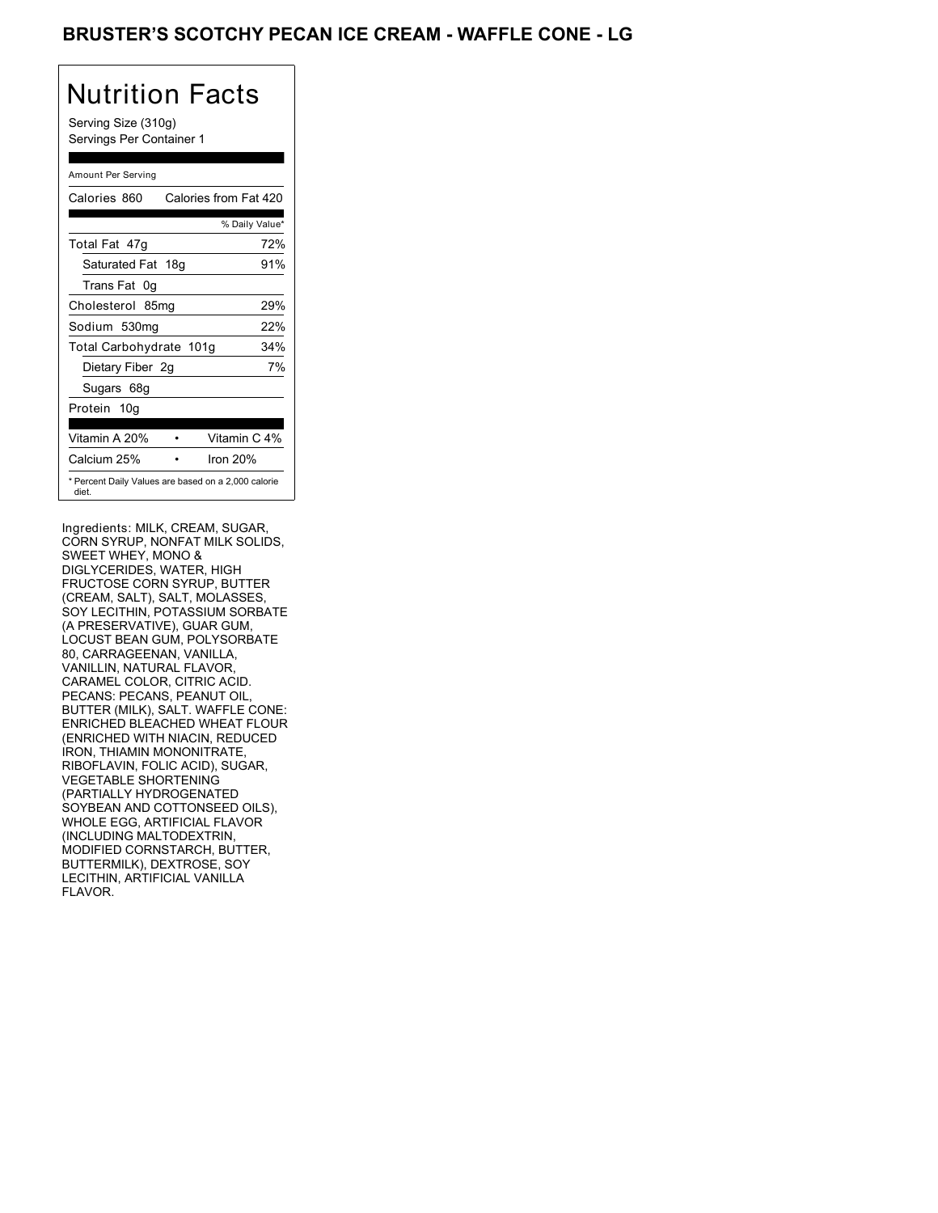# BRUSTER'S SCOTCHY PECAN ICE CREAM - WAFFLE CONE - LG

## Nutrition Facts

Serving Size (310g)
Servings Per Container 1

| | |
|---|---|
| Amount Per Serving | |
| Calories 860 | Calories from Fat 420 |
| | % Daily Value* |
| Total Fat 47g | 72% |
| Saturated Fat 18g | 91% |
| Trans Fat 0g | |
| Cholesterol 85mg | 29% |
| Sodium 530mg | 22% |
| Total Carbohydrate 101g | 34% |
| Dietary Fiber 2g | 7% |
| Sugars 68g | |
| Protein 10g | |
| Vitamin A 20% | Vitamin C 4% |
| Calcium 25% | Iron 20% |

* Percent Daily Values are based on a 2,000 calorie diet.

Ingredients: MILK, CREAM, SUGAR, CORN SYRUP, NONFAT MILK SOLIDS, SWEET WHEY, MONO & DIGLYCERIDES, WATER, HIGH FRUCTOSE CORN SYRUP, BUTTER (CREAM, SALT), SALT, MOLASSES, SOY LECITHIN, POTASSIUM SORBATE (A PRESERVATIVE), GUAR GUM, LOCUST BEAN GUM, POLYSORBATE 80, CARRAGEENAN, VANILLA, VANILLIN, NATURAL FLAVOR, CARAMEL COLOR, CITRIC ACID. PECANS: PECANS, PEANUT OIL, BUTTER (MILK), SALT. WAFFLE CONE: ENRICHED BLEACHED WHEAT FLOUR (ENRICHED WITH NIACIN, REDUCED IRON, THIAMIN MONONITRATE, RIBOFLAVIN, FOLIC ACID), SUGAR, VEGETABLE SHORTENING (PARTIALLY HYDROGENATED SOYBEAN AND COTTONSEED OILS), WHOLE EGG, ARTIFICIAL FLAVOR (INCLUDING MALTODEXTRIN, MODIFIED CORNSTARCH, BUTTER, BUTTERMILK), DEXTROSE, SOY LECITHIN, ARTIFICIAL VANILLA FLAVOR.